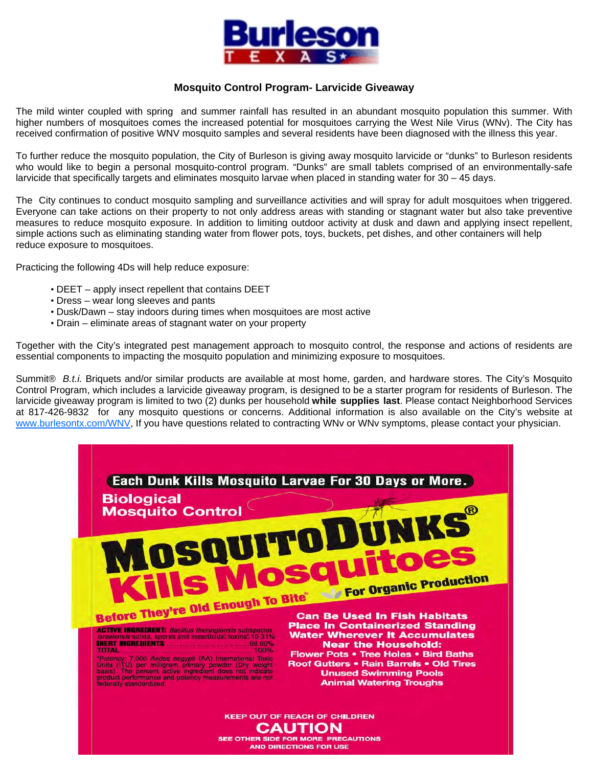Burleson
TEXAS

## Mosquito Control Program- Larvicide Giveaway

The mild winter coupled with spring and summer rainfall has resulted in an abundant mosquito population this summer. With higher numbers of mosquitoes comes the increased potential for mosquitoes carrying the West Nile Virus (WNv). The City has received confirmation of positive WNV mosquito samples and several residents have been diagnosed with the illness this year.

To further reduce the mosquito population, the City of Burleson is giving away mosquito larvicide or "dunks" to Burleson residents who would like to begin a personal mosquito-control program. "Dunks" are small tablets comprised of an environmentally-safe larvicide that specifically targets and eliminates mosquito larvae when placed in standing water for 30 – 45 days.

The City continues to conduct mosquito sampling and surveillance activities and will spray for adult mosquitoes when triggered. Everyone can take actions on their property to not only address areas with standing or stagnant water but also take preventive measures to reduce mosquito exposure. In addition to limiting outdoor activity at dusk and dawn and applying insect repellent, simple actions such as eliminating standing water from flower pots, toys, buckets, pet dishes, and other containers will help reduce exposure to mosquitoes.

Practicing the following 4Ds will help reduce exposure:

- DEET – apply insect repellent that contains DEET
- Dress – wear long sleeves and pants
- Dusk/Dawn – stay indoors during times when mosquitoes are most active
- Drain – eliminate areas of stagnant water on your property

Together with the City's integrated pest management approach to mosquito control, the response and actions of residents are essential components to impacting the mosquito population and minimizing exposure to mosquitoes.

Summit® *B.t.i.* Briquets and/or similar products are available at most home, garden, and hardware stores. The City's Mosquito Control Program, which includes a larvicide giveaway program, is designed to be a starter program for residents of Burleson. The larvicide giveaway program is limited to two (2) dunks per household **while supplies last**. Please contact Neighborhood Services at 817-426-9832 for any mosquito questions or concerns. Additional information is also available on the City's website at www.burlesontx.com/WNV, If you have questions related to contracting WNv or WNv symptoms, please contact your physician.

**Each Dunk Kills Mosquito Larvae For 30 Days or More.**

**Biological Mosquito Control**

# MOSQUITO DUNKS®

## Kills Mosquitoes Before They're Old Enough To Bite®

**For Organic Production**

**ACTIVE INGREDIENT:** *Bacillus thuringiensis* subspecies *israelensis* solids, spores and insecticidal toxins*: 10.31%
**INERT INGREDIENTS**: 89.69%
**TOTAL**: 100%

*Potency: 7,000 *Aedes aegypti* (AA) International Toxic Units (ITU) per milligram primary powder (Dry weight basis). The percent active ingredient does not indicate product performance and potency measurements are not federally standardized.

**Can Be Used In Fish Habitats**
**Place In Containerized Standing Water Wherever It Accumulates Near the Household:**
**Flower Pots • Tree Holes • Bird Baths**
**Roof Gutters • Rain Barrels • Old Tires**
**Unused Swimming Pools**
**Animal Watering Troughs**

**KEEP OUT OF REACH OF CHILDREN**
**CAUTION**
**SEE OTHER SIDE FOR MORE PRECAUTIONS AND DIRECTIONS FOR USE**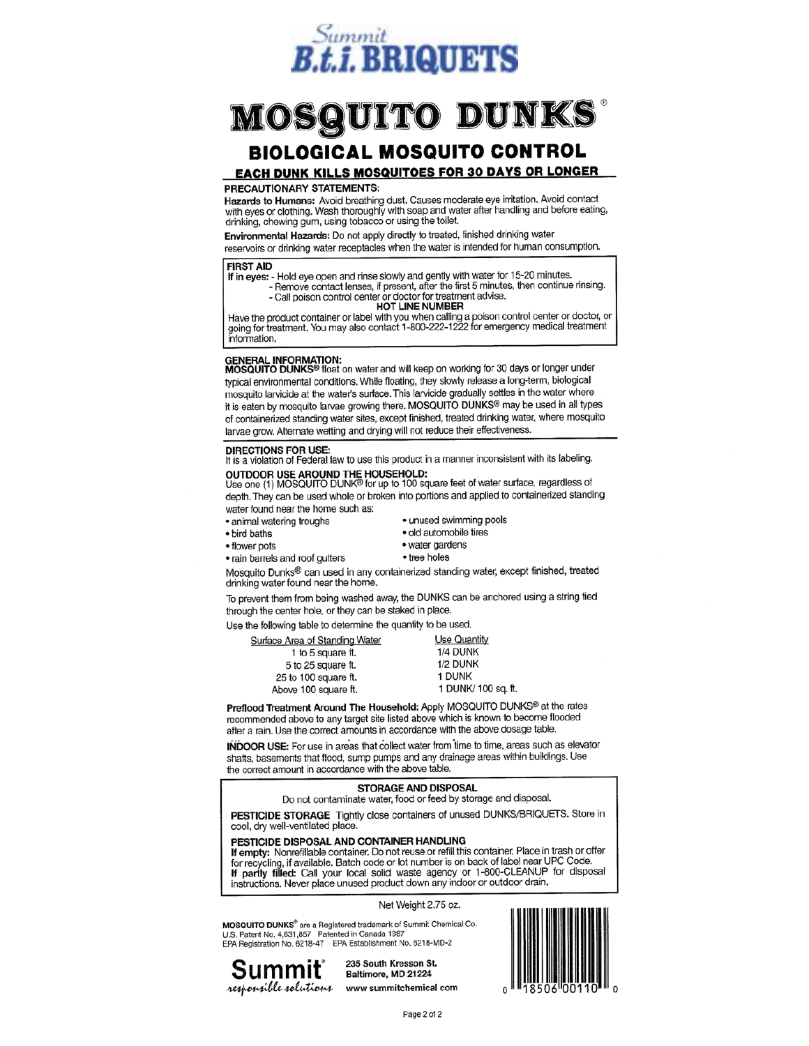Summit

# B.t.i. BRIQUETS

# MOSQUITO DUNKS®

## BIOLOGICAL MOSQUITO CONTROL

**EACH DUNK KILLS MOSQUITOES FOR 30 DAYS OR LONGER**

**PRECAUTIONARY STATEMENTS:**

**Hazards to Humans:** Avoid breathing dust. Causes moderate eye irritation. Avoid contact with eyes or clothing. Wash thoroughly with soap and water after handling and before eating, drinking, chewing gum, using tobacco or using the toilet.

**Environmental Hazards:** Do not apply directly to treated, finished drinking water reservoirs or drinking water receptacles when the water is intended for human consumption.

**FIRST AID**

**If in eyes:** - Hold eye open and rinse slowly and gently with water for 15-20 minutes.
- Remove contact lenses, if present, after the first 5 minutes, then continue rinsing.
- Call poison control center or doctor for treatment advise.

**HOT LINE NUMBER**

Have the product container or label with you when calling a poison control center or doctor, or going for treatment. You may also contact 1-800-222-1222 for emergency medical treatment information.

**GENERAL INFORMATION:**
**MOSQUITO DUNKS®** float on water and will keep on working for 30 days or longer under typical environmental conditions. While floating, they slowly release a long-term, biological mosquito larvicide at the water's surface. This larvicide gradually settles in the water where it is eaten by mosquito larvae growing there. **MOSQUITO DUNKS®** may be used in all types of containerized standing water sites, except finished, treated drinking water, where mosquito larvae grow. Alternate wetting and drying will not reduce their effectiveness.

**DIRECTIONS FOR USE:**
It is a violation of Federal law to use this product in a manner inconsistent with its labeling.

**OUTDOOR USE AROUND THE HOUSEHOLD:**
Use one (1) MOSQUITO DUNK® for up to 100 square feet of water surface, regardless of depth. They can be used whole or broken into portions and applied to containerized standing water found near the home such as:

- animal watering troughs
- bird baths
- flower pots
- rain barrels and roof gutters
- unused swimming pools
- old automobile tires
- water gardens
- tree holes

Mosquito Dunks® can used in any containerized standing water, except finished, treated drinking water found near the home.

To prevent them from being washed away, the DUNKS can be anchored using a string tied through the center hole, or they can be staked in place.

Use the following table to determine the quantity to be used.

| Surface Area of Standing Water | Use Quantity |
|---|---|
| 1 to 5 square ft. | 1/4 DUNK |
| 5 to 25 square ft. | 1/2 DUNK |
| 25 to 100 square ft. | 1 DUNK |
| Above 100 square ft. | 1 DUNK/ 100 sq. ft. |

**Preflood Treatment Around The Household:** Apply MOSQUITO DUNKS® at the rates recommended above to any target site listed above which is known to become flooded after a rain. Use the correct amounts in accordance with the above dosage table.

**INDOOR USE:** For use in areas that collect water from time to time, areas such as elevator shafts, basements that flood, sump pumps and any drainage areas within buildings. Use the correct amount in accordance with the above table.

**STORAGE AND DISPOSAL**

Do not contaminate water, food or feed by storage and disposal.

**PESTICIDE STORAGE** Tightly close containers of unused DUNKS/BRIQUETS. Store in cool, dry well-ventilated place.

**PESTICIDE DISPOSAL AND CONTAINER HANDLING**
**If empty:** Nonrefillable container. Do not reuse or refill this container. Place in trash or offer for recycling, if available. Batch code or lot number is on back of label near UPC Code.
**If partly filled:** Call your local solid waste agency or 1-800-CLEANUP for disposal instructions. Never place unused product down any indoor or outdoor drain.

Net Weight 2.75 oz.

**MOSQUITO DUNKS®** are a Registered trademark of Summit Chemical Co.
U.S. Patent No. 4,631,857 Patented in Canada 1987
EPA Registration No. 6218-47 EPA Establishment No. 5218-MD-2

**Summit®**
*responsible solutions*

235 South Kresson St.
Baltimore, MD 21224
www.summitchemical.com

0 18506 00110 0